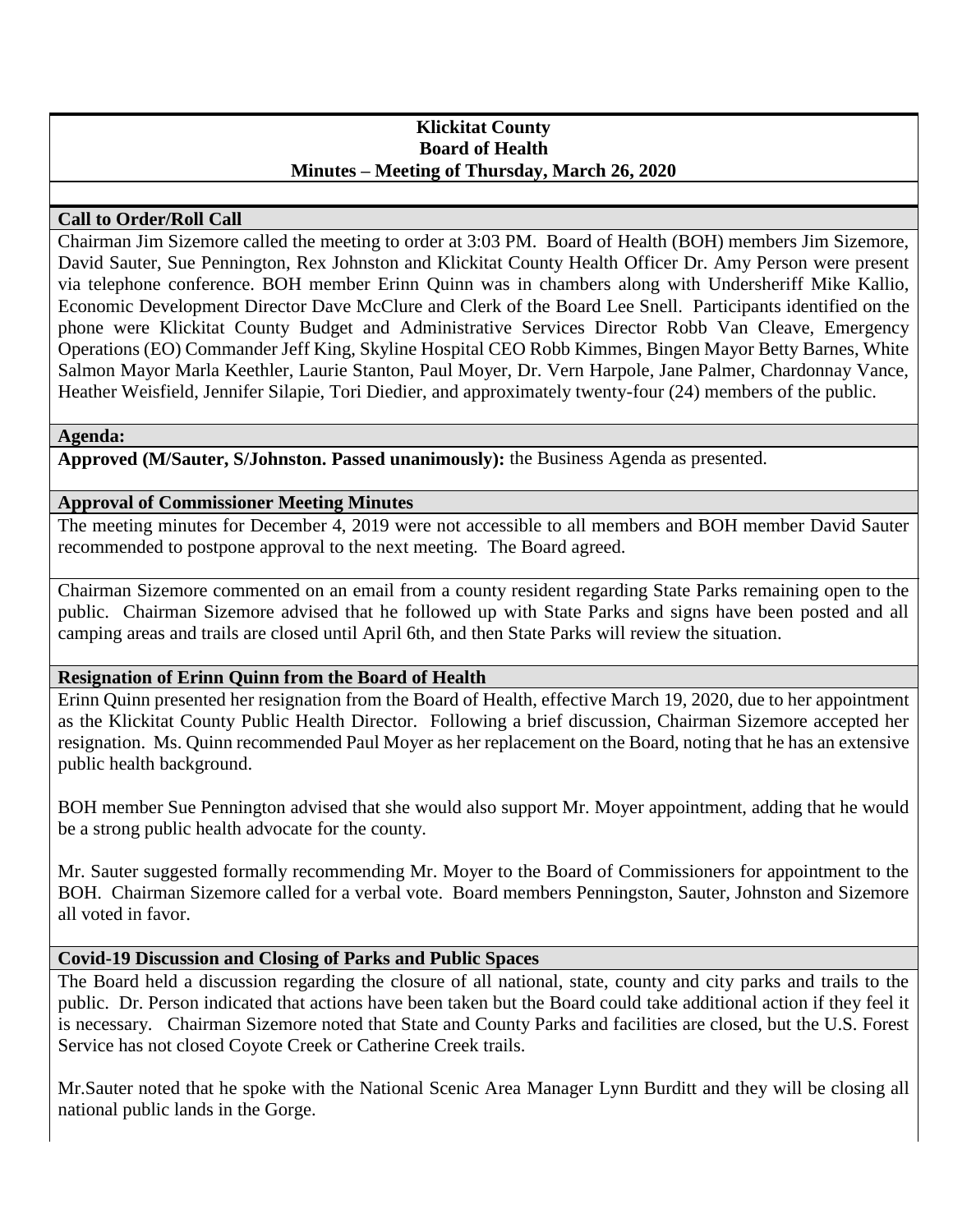# Klickitat County
## Board of Health
### Minutes – Meeting of Thursday, March 26, 2020

**Call to Order/Roll Call**

Chairman Jim Sizemore called the meeting to order at 3:03 PM. Board of Health (BOH) members Jim Sizemore, David Sauter, Sue Pennington, Rex Johnston and Klickitat County Health Officer Dr. Amy Person were present via telephone conference. BOH member Erinn Quinn was in chambers along with Undersheriff Mike Kallio, Economic Development Director Dave McClure and Clerk of the Board Lee Snell. Participants identified on the phone were Klickitat County Budget and Administrative Services Director Robb Van Cleave, Emergency Operations (EO) Commander Jeff King, Skyline Hospital CEO Robb Kimmes, Bingen Mayor Betty Barnes, White Salmon Mayor Marla Keethler, Laurie Stanton, Paul Moyer, Dr. Vern Harpole, Jane Palmer, Chardonnay Vance, Heather Weisfield, Jennifer Silapie, Tori Diedier, and approximately twenty-four (24) members of the public.

**Agenda:**

**Approved (M/Sauter, S/Johnston. Passed unanimously):** the Business Agenda as presented.

**Approval of Commissioner Meeting Minutes**

The meeting minutes for December 4, 2019 were not accessible to all members and BOH member David Sauter recommended to postpone approval to the next meeting. The Board agreed.

Chairman Sizemore commented on an email from a county resident regarding State Parks remaining open to the public. Chairman Sizemore advised that he followed up with State Parks and signs have been posted and all camping areas and trails are closed until April 6th, and then State Parks will review the situation.

**Resignation of Erinn Quinn from the Board of Health**

Erinn Quinn presented her resignation from the Board of Health, effective March 19, 2020, due to her appointment as the Klickitat County Public Health Director. Following a brief discussion, Chairman Sizemore accepted her resignation. Ms. Quinn recommended Paul Moyer as her replacement on the Board, noting that he has an extensive public health background.

BOH member Sue Pennington advised that she would also support Mr. Moyer appointment, adding that he would be a strong public health advocate for the county.

Mr. Sauter suggested formally recommending Mr. Moyer to the Board of Commissioners for appointment to the BOH. Chairman Sizemore called for a verbal vote. Board members Penningston, Sauter, Johnston and Sizemore all voted in favor.

**Covid-19 Discussion and Closing of Parks and Public Spaces**

The Board held a discussion regarding the closure of all national, state, county and city parks and trails to the public. Dr. Person indicated that actions have been taken but the Board could take additional action if they feel it is necessary. Chairman Sizemore noted that State and County Parks and facilities are closed, but the U.S. Forest Service has not closed Coyote Creek or Catherine Creek trails.

Mr.Sauter noted that he spoke with the National Scenic Area Manager Lynn Burditt and they will be closing all national public lands in the Gorge.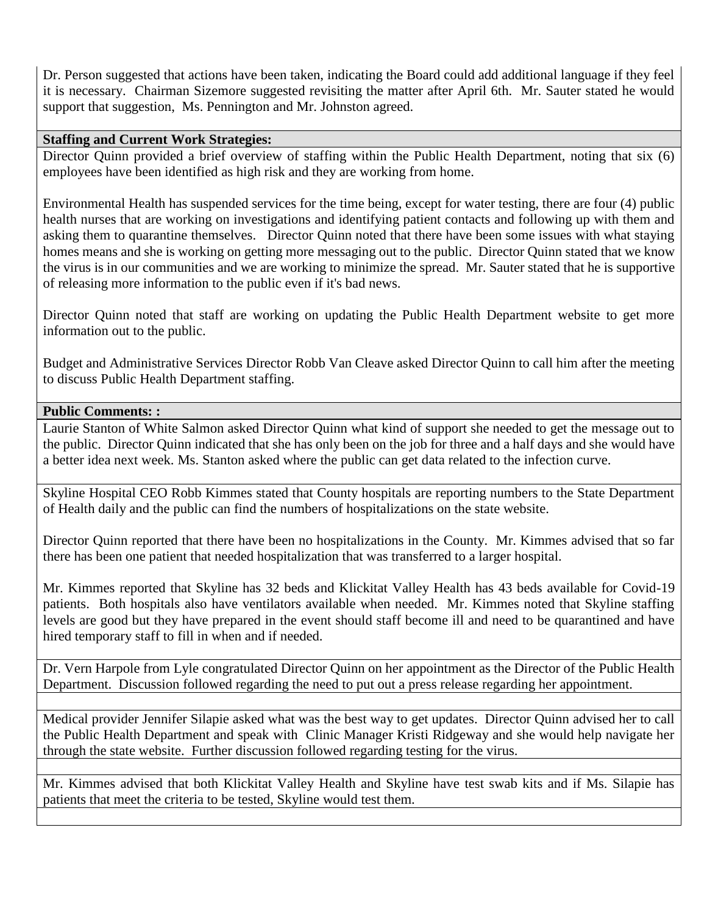Dr. Person suggested that actions have been taken, indicating the Board could add additional language if they feel it is necessary. Chairman Sizemore suggested revisiting the matter after April 6th. Mr. Sauter stated he would support that suggestion, Ms. Pennington and Mr. Johnston agreed.

**Staffing and Current Work Strategies:**

Director Quinn provided a brief overview of staffing within the Public Health Department, noting that six (6) employees have been identified as high risk and they are working from home.

Environmental Health has suspended services for the time being, except for water testing, there are four (4) public health nurses that are working on investigations and identifying patient contacts and following up with them and asking them to quarantine themselves. Director Quinn noted that there have been some issues with what staying homes means and she is working on getting more messaging out to the public. Director Quinn stated that we know the virus is in our communities and we are working to minimize the spread. Mr. Sauter stated that he is supportive of releasing more information to the public even if it's bad news.

Director Quinn noted that staff are working on updating the Public Health Department website to get more information out to the public.

Budget and Administrative Services Director Robb Van Cleave asked Director Quinn to call him after the meeting to discuss Public Health Department staffing.

**Public Comments: :**

Laurie Stanton of White Salmon asked Director Quinn what kind of support she needed to get the message out to the public. Director Quinn indicated that she has only been on the job for three and a half days and she would have a better idea next week. Ms. Stanton asked where the public can get data related to the infection curve.

Skyline Hospital CEO Robb Kimmes stated that County hospitals are reporting numbers to the State Department of Health daily and the public can find the numbers of hospitalizations on the state website.

Director Quinn reported that there have been no hospitalizations in the County. Mr. Kimmes advised that so far there has been one patient that needed hospitalization that was transferred to a larger hospital.

Mr. Kimmes reported that Skyline has 32 beds and Klickitat Valley Health has 43 beds available for Covid-19 patients. Both hospitals also have ventilators available when needed. Mr. Kimmes noted that Skyline staffing levels are good but they have prepared in the event should staff become ill and need to be quarantined and have hired temporary staff to fill in when and if needed.

Dr. Vern Harpole from Lyle congratulated Director Quinn on her appointment as the Director of the Public Health Department. Discussion followed regarding the need to put out a press release regarding her appointment.

Medical provider Jennifer Silapie asked what was the best way to get updates. Director Quinn advised her to call the Public Health Department and speak with Clinic Manager Kristi Ridgeway and she would help navigate her through the state website. Further discussion followed regarding testing for the virus.

Mr. Kimmes advised that both Klickitat Valley Health and Skyline have test swab kits and if Ms. Silapie has patients that meet the criteria to be tested, Skyline would test them.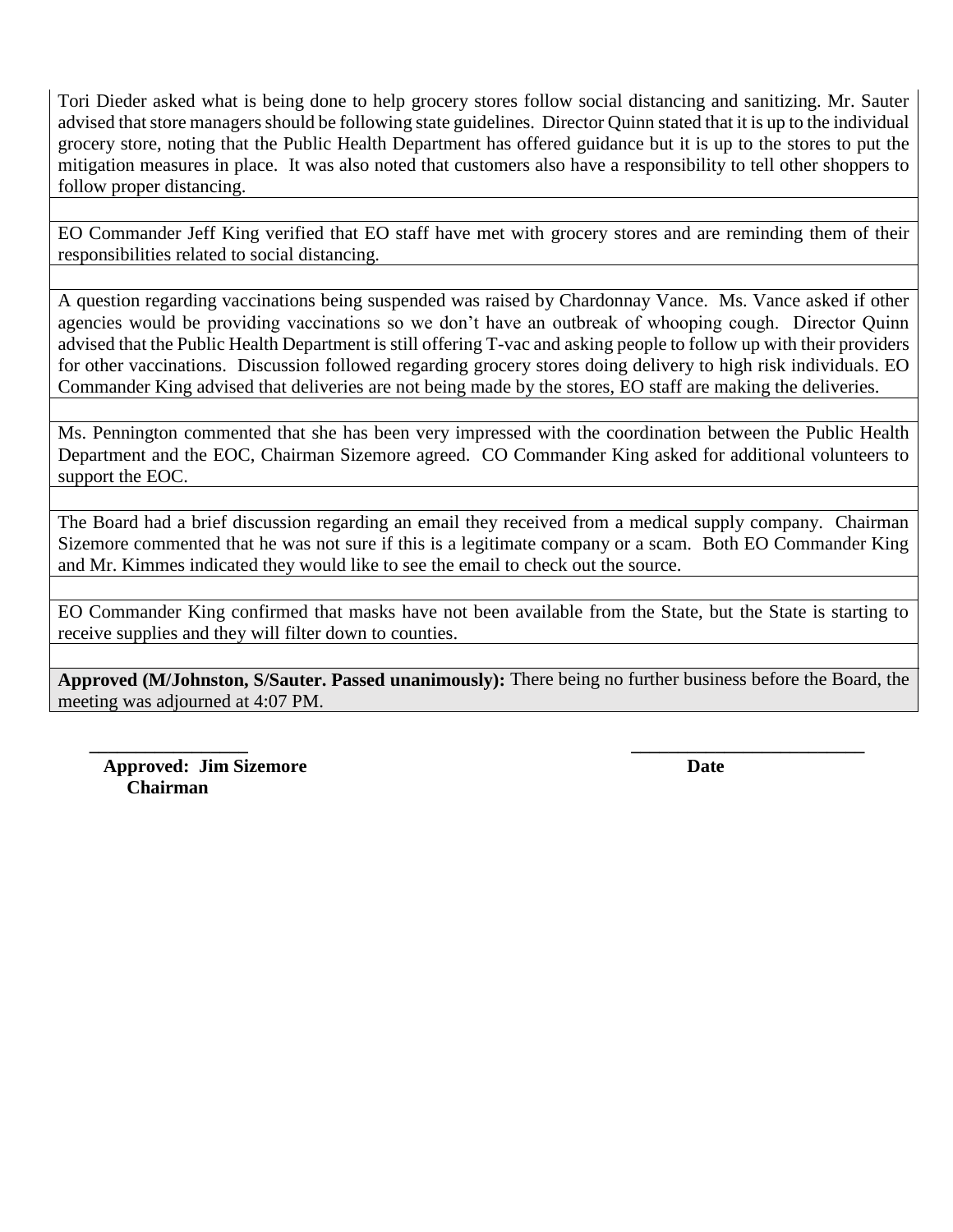Tori Dieder asked what is being done to help grocery stores follow social distancing and sanitizing. Mr. Sauter advised that store managers should be following state guidelines. Director Quinn stated that it is up to the individual grocery store, noting that the Public Health Department has offered guidance but it is up to the stores to put the mitigation measures in place. It was also noted that customers also have a responsibility to tell other shoppers to follow proper distancing.

EO Commander Jeff King verified that EO staff have met with grocery stores and are reminding them of their responsibilities related to social distancing.

A question regarding vaccinations being suspended was raised by Chardonnay Vance. Ms. Vance asked if other agencies would be providing vaccinations so we don't have an outbreak of whooping cough. Director Quinn advised that the Public Health Department is still offering T-vac and asking people to follow up with their providers for other vaccinations. Discussion followed regarding grocery stores doing delivery to high risk individuals. EO Commander King advised that deliveries are not being made by the stores, EO staff are making the deliveries.

Ms. Pennington commented that she has been very impressed with the coordination between the Public Health Department and the EOC, Chairman Sizemore agreed. CO Commander King asked for additional volunteers to support the EOC.

The Board had a brief discussion regarding an email they received from a medical supply company. Chairman Sizemore commented that he was not sure if this is a legitimate company or a scam. Both EO Commander King and Mr. Kimmes indicated they would like to see the email to check out the source.

EO Commander King confirmed that masks have not been available from the State, but the State is starting to receive supplies and they will filter down to counties.

**Approved (M/Johnston, S/Sauter. Passed unanimously):** There being no further business before the Board, the meeting was adjourned at 4:07 PM.

\_\_\_\_\_\_\_\_\_\_\_\_\_\_\_\_\_ \_\_\_\_\_\_\_\_\_\_\_\_\_\_\_\_\_\_\_\_\_\_\_\_\_

**Approved: Jim Sizemore**
**Chairman**

**Date**